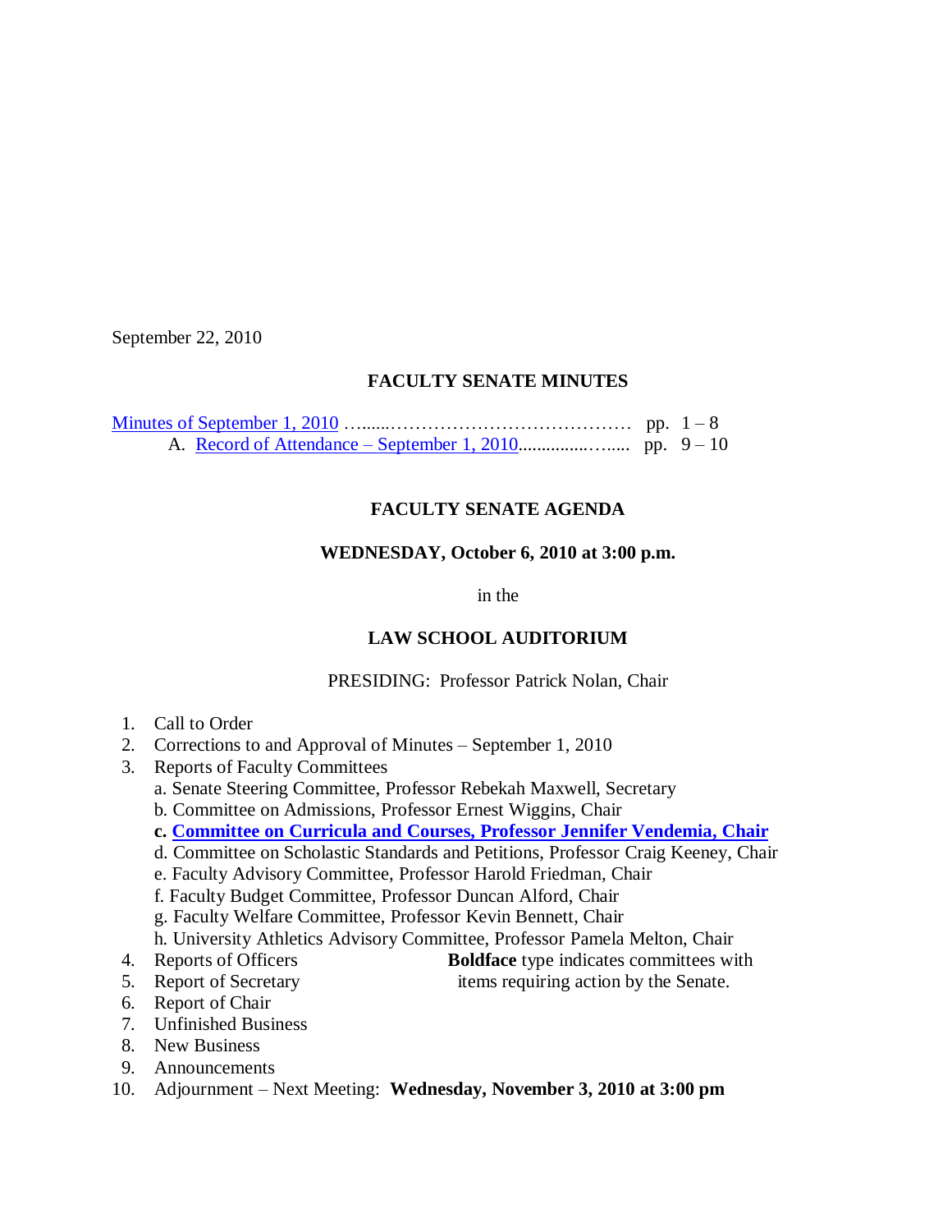September 22, 2010

**FACULTY SENATE MINUTES**

Minutes of September 1, 2010 ……..……………………………… pp. 1 – 8
A. Record of Attendance – September 1, 2010……………….... pp. 9 – 10

**FACULTY SENATE AGENDA**

**WEDNESDAY, October 6, 2010 at 3:00 p.m.**

in the

**LAW SCHOOL AUDITORIUM**

PRESIDING: Professor Patrick Nolan, Chair

1. Call to Order
2. Corrections to and Approval of Minutes – September 1, 2010
3. Reports of Faculty Committees
   a. Senate Steering Committee, Professor Rebekah Maxwell, Secretary
   b. Committee on Admissions, Professor Ernest Wiggins, Chair
   **c. Committee on Curricula and Courses, Professor Jennifer Vendemia, Chair**
   d. Committee on Scholastic Standards and Petitions, Professor Craig Keeney, Chair
   e. Faculty Advisory Committee, Professor Harold Friedman, Chair
   f. Faculty Budget Committee, Professor Duncan Alford, Chair
   g. Faculty Welfare Committee, Professor Kevin Bennett, Chair
   h. University Athletics Advisory Committee, Professor Pamela Melton, Chair
4. Reports of Officers
5. Report of Secretary
6. Report of Chair
7. Unfinished Business
8. New Business
9. Announcements
10. Adjournment – Next Meeting: **Wednesday, November 3, 2010 at 3:00 pm**

**Boldface** type indicates committees with items requiring action by the Senate.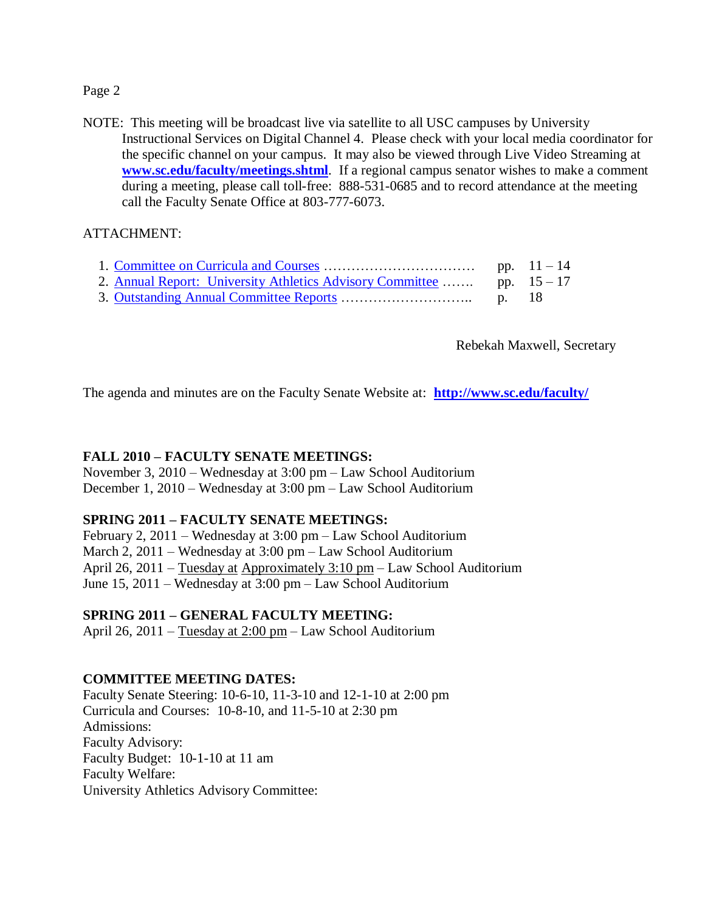NOTE: This meeting will be broadcast live via satellite to all USC campuses by University Instructional Services on Digital Channel 4. Please check with your local media coordinator for the specific channel on your campus. It may also be viewed through Live Video Streaming at **www.sc.edu/faculty/meetings.shtml**. If a regional campus senator wishes to make a comment during a meeting, please call toll-free: 888-531-0685 and to record attendance at the meeting call the Faculty Senate Office at 803-777-6073.

ATTACHMENT:

1. Committee on Curricula and Courses …………………………… pp. 11 – 14
2. Annual Report: University Athletics Advisory Committee ……. pp. 15 – 17
3. Outstanding Annual Committee Reports ……………………….. p. 18

Rebekah Maxwell, Secretary

The agenda and minutes are on the Faculty Senate Website at: **http://www.sc.edu/faculty/**

**FALL 2010 – FACULTY SENATE MEETINGS:**
November 3, 2010 – Wednesday at 3:00 pm – Law School Auditorium
December 1, 2010 – Wednesday at 3:00 pm – Law School Auditorium

**SPRING 2011 – FACULTY SENATE MEETINGS:**
February 2, 2011 – Wednesday at 3:00 pm – Law School Auditorium
March 2, 2011 – Wednesday at 3:00 pm – Law School Auditorium
April 26, 2011 – Tuesday at Approximately 3:10 pm – Law School Auditorium
June 15, 2011 – Wednesday at 3:00 pm – Law School Auditorium

**SPRING 2011 – GENERAL FACULTY MEETING:**
April 26, 2011 – Tuesday at 2:00 pm – Law School Auditorium

**COMMITTEE MEETING DATES:**
Faculty Senate Steering: 10-6-10, 11-3-10 and 12-1-10 at 2:00 pm
Curricula and Courses: 10-8-10, and 11-5-10 at 2:30 pm
Admissions:
Faculty Advisory:
Faculty Budget: 10-1-10 at 11 am
Faculty Welfare:
University Athletics Advisory Committee: